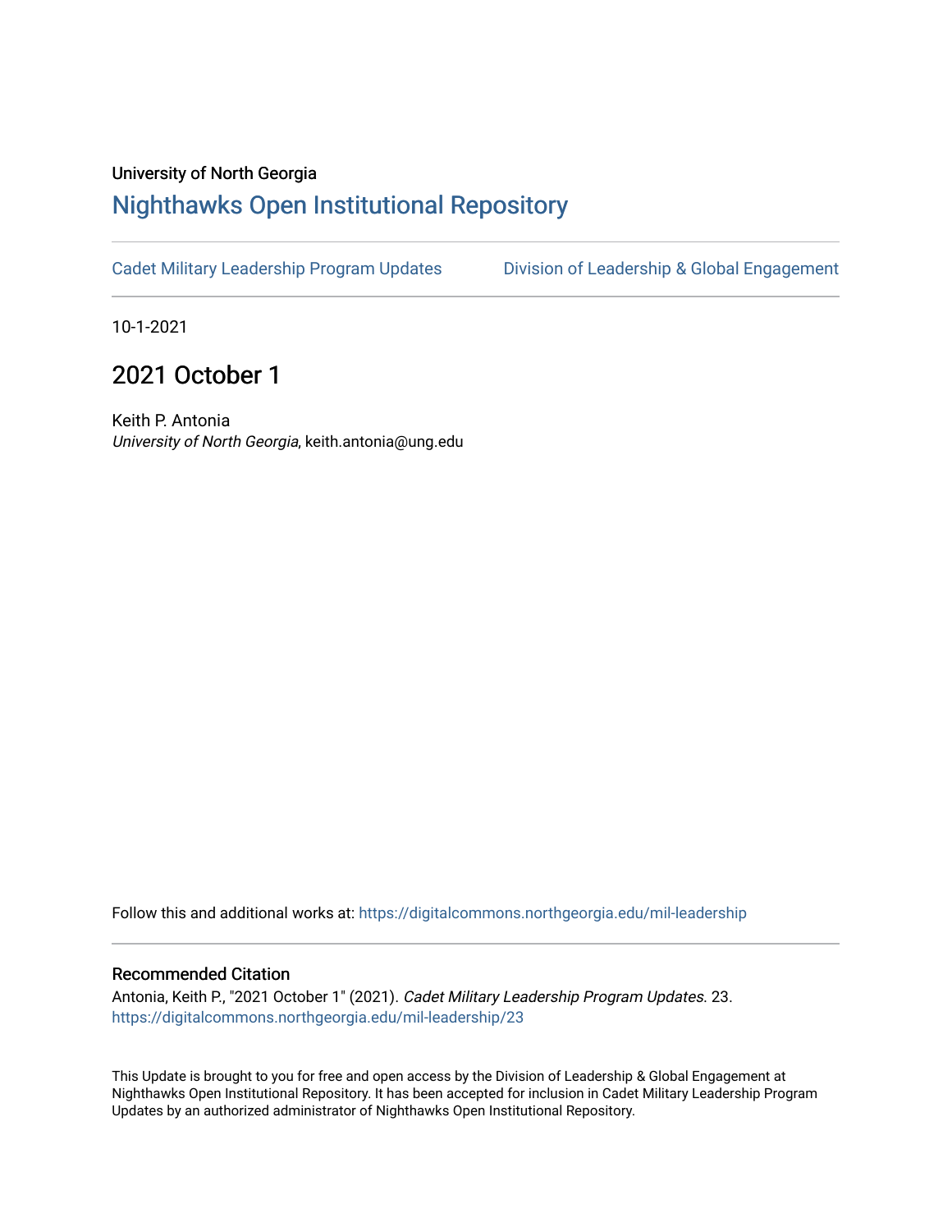University of North Georgia

# Nighthawks Open Institutional Repository

Cadet Military Leadership Program Updates | Division of Leadership & Global Engagement

10-1-2021

## 2021 October 1

Keith P. Antonia
*University of North Georgia*, keith.antonia@ung.edu

Follow this and additional works at: https://digitalcommons.northgeorgia.edu/mil-leadership

### Recommended Citation

Antonia, Keith P., "2021 October 1" (2021). *Cadet Military Leadership Program Updates*. 23.
https://digitalcommons.northgeorgia.edu/mil-leadership/23

This Update is brought to you for free and open access by the Division of Leadership & Global Engagement at Nighthawks Open Institutional Repository. It has been accepted for inclusion in Cadet Military Leadership Program Updates by an authorized administrator of Nighthawks Open Institutional Repository.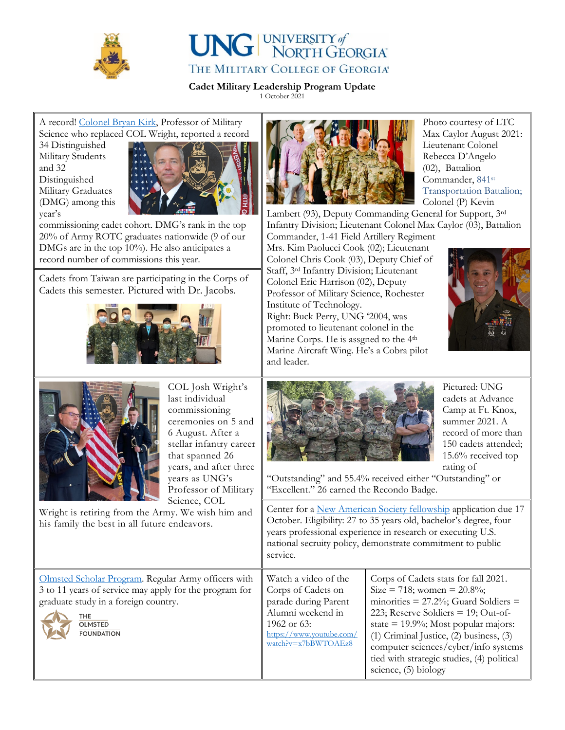# Cadet Military Leadership Program Update

1 October 2021

A record! [Colonel Bryan Kirk](), Professor of Military Science who replaced COL Wright, reported a record 34 Distinguished Military Students and 32 Distinguished Military Graduates (DMG) among this year's commissioning cadet cohort. DMG's rank in the top 20% of Army ROTC graduates nationwide (9 of our DMGs are in the top 10%). He also anticipates a record number of commissions this year.

Cadets from Taiwan are participating in the Corps of Cadets this semester. Pictured with Dr. Jacobs.

Photo courtesy of LTC Max Caylor August 2021: Lieutenant Colonel Rebecca D'Angelo (02), Battalion Commander, [841st Transportation Battalion;]() Colonel (P) Kevin Lambert (93), Deputy Commanding General for Support, 3rd Infantry Division; Lieutenant Colonel Max Caylor (03), Battalion Commander, 1-41 Field Artillery Regiment Mrs. Kim Paolucci Cook (02); Lieutenant Colonel Chris Cook (03), Deputy Chief of Staff, 3rd Infantry Division; Lieutenant Colonel Eric Harrison (02), Deputy Professor of Military Science, Rochester Institute of Technology.

Right: Buck Perry, UNG '2004, was promoted to lieutenant colonel in the Marine Corps. He is assgned to the 4th Marine Aircraft Wing. He's a Cobra pilot and leader.

COL Josh Wright's last individual commissioning ceremonies on 5 and 6 August. After a stellar infantry career that spanned 26 years, and after three years as UNG's Professor of Military Science, COL Wright is retiring from the Army. We wish him and his family the best in all future endeavors.

Pictured: UNG cadets at Advance Camp at Ft. Knox, summer 2021. A record of more than 150 cadets attended; 15.6% received top rating of "Outstanding" and 55.4% received either "Outstanding" or "Excellent." 26 earned the Recondo Badge.

Center for a [New American Society fellowship]() application due 17 October. Eligibility: 27 to 35 years old, bachelor's degree, four years professional experience in research or executing U.S. national secruity policy, demonstrate commitment to public service.

[Olmsted Scholar Program](). Regular Army officers with 3 to 11 years of service may apply for the program for graduate study in a foreign country.

THE OLMSTED FOUNDATION

Watch a video of the Corps of Cadets on parade during Parent Alumni weekend in 1962 or 63: https://www.youtube.com/watch?v=x7bBWTOAEz8

Corps of Cadets stats for fall 2021. Size = 718; women = 20.8%; minorities = 27.2%; Guard Soldiers = 223; Reserve Soldiers = 19; Out-of-state = 19.9%; Most popular majors: (1) Criminal Justice, (2) business, (3) computer sciences/cyber/info systems tied with strategic studies, (4) political science, (5) biology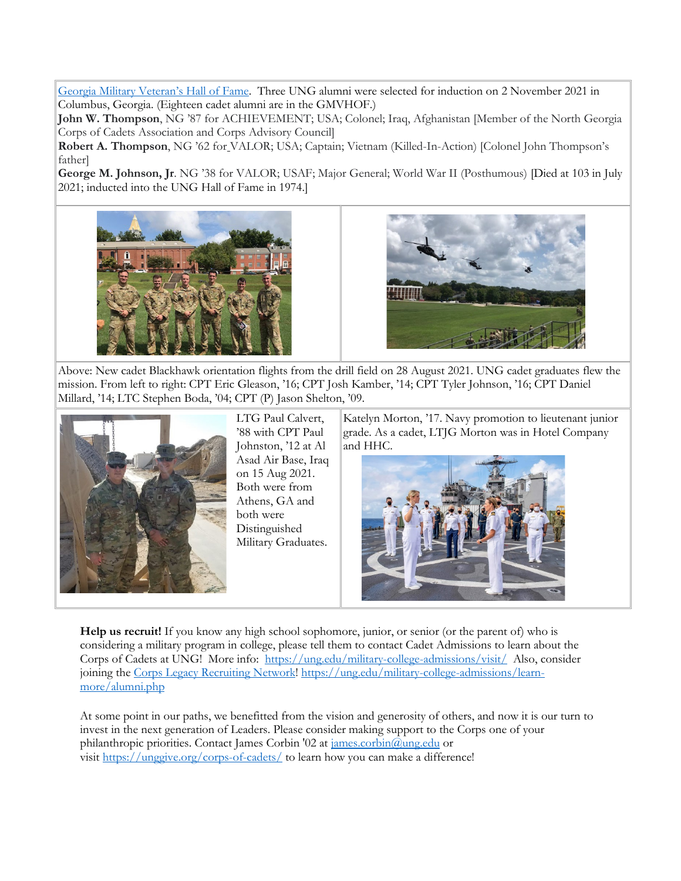Georgia Military Veteran's Hall of Fame. Three UNG alumni were selected for induction on 2 November 2021 in Columbus, Georgia. (Eighteen cadet alumni are in the GMVHOF.)

**John W. Thompson**, NG '87 for ACHIEVEMENT; USA; Colonel; Iraq, Afghanistan [Member of the North Georgia Corps of Cadets Association and Corps Advisory Council]

**Robert A. Thompson**, NG '62 for VALOR; USA; Captain; Vietnam (Killed-In-Action) [Colonel John Thompson's father]

**George M. Johnson, Jr**. NG '38 for VALOR; USAF; Major General; World War II (Posthumous) [Died at 103 in July 2021; inducted into the UNG Hall of Fame in 1974.]

Above: New cadet Blackhawk orientation flights from the drill field on 28 August 2021. UNG cadet graduates flew the mission. From left to right: CPT Eric Gleason, '16; CPT Josh Kamber, '14; CPT Tyler Johnson, '16; CPT Daniel Millard, '14; LTC Stephen Boda, '04; CPT (P) Jason Shelton, '09.

LTG Paul Calvert, '88 with CPT Paul Johnston, '12 at Al Asad Air Base, Iraq on 15 Aug 2021. Both were from Athens, GA and both were Distinguished Military Graduates.

Katelyn Morton, '17. Navy promotion to lieutenant junior grade. As a cadet, LTJG Morton was in Hotel Company and HHC.

**Help us recruit!** If you know any high school sophomore, junior, or senior (or the parent of) who is considering a military program in college, please tell them to contact Cadet Admissions to learn about the Corps of Cadets at UNG! More info: https://ung.edu/military-college-admissions/visit/ Also, consider joining the Corps Legacy Recruiting Network! https://ung.edu/military-college-admissions/learn-more/alumni.php

At some point in our paths, we benefitted from the vision and generosity of others, and now it is our turn to invest in the next generation of Leaders. Please consider making support to the Corps one of your philanthropic priorities. Contact James Corbin '02 at james.corbin@ung.edu or visit https://unggive.org/corps-of-cadets/ to learn how you can make a difference!